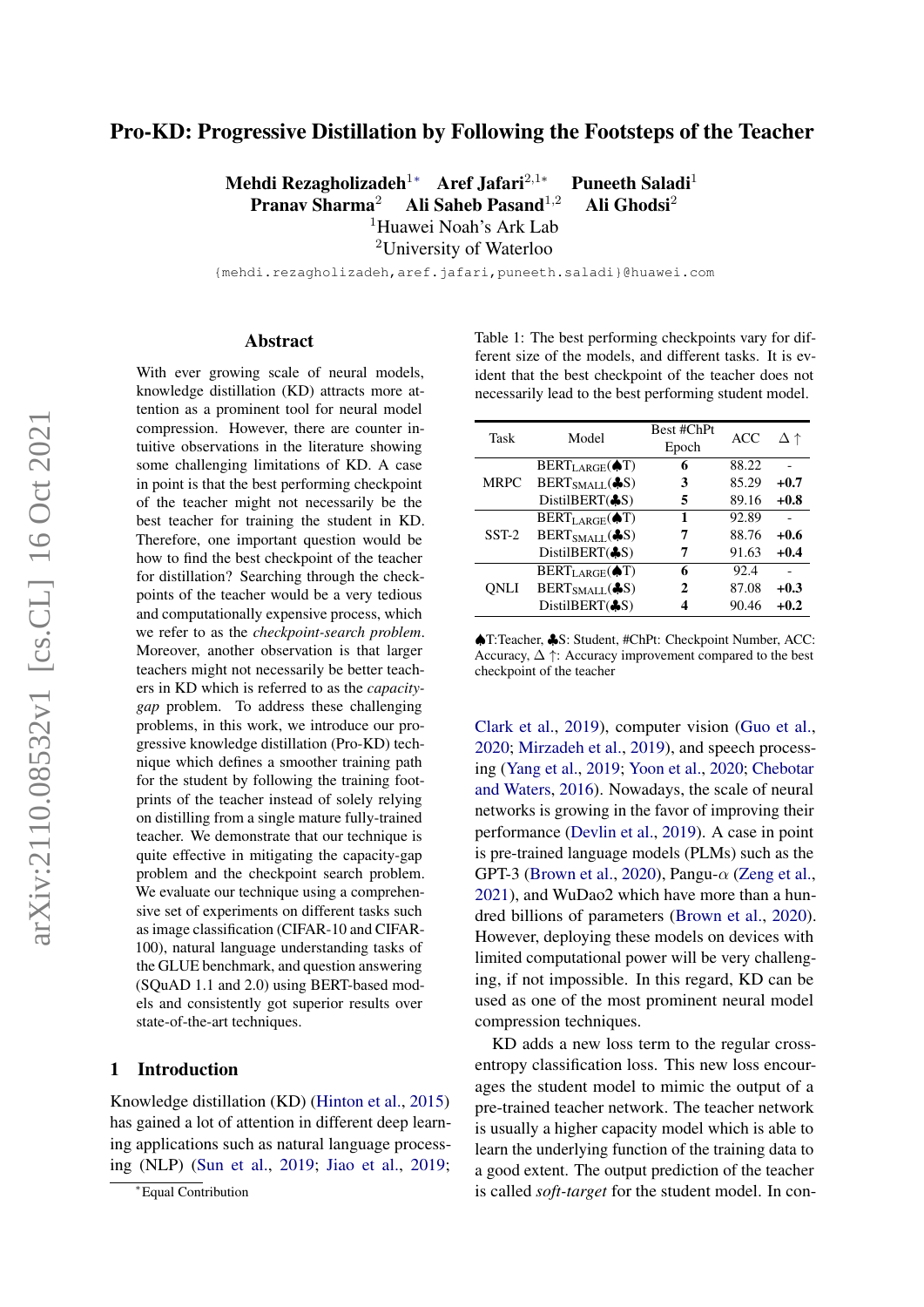# Pro-KD: Progressive Distillation by Following the Footsteps of the Teacher

**Mehdi Rezagholizadeh**[1*] **Aref Jafari**[2,1*] **Puneeth Saladi**[1]
**Pranav Sharma**[2] **Ali Saheb Pasand**[1,2] **Ali Ghodsi**[2]

[1]Huawei Noah's Ark Lab
[2]University of Waterloo

{mehdi.rezagholizadeh,aref.jafari,puneeth.saladi}@huawei.com

## Abstract

With ever growing scale of neural models, knowledge distillation (KD) attracts more attention as a prominent tool for neural model compression. However, there are counter intuitive observations in the literature showing some challenging limitations of KD. A case in point is that the best performing checkpoint of the teacher might not necessarily be the best teacher for training the student in KD. Therefore, one important question would be how to find the best checkpoint of the teacher for distillation? Searching through the checkpoints of the teacher would be a very tedious and computationally expensive process, which we refer to as the *checkpoint-search problem*. Moreover, another observation is that larger teachers might not necessarily be better teachers in KD which is referred to as the *capacity-gap* problem. To address these challenging problems, in this work, we introduce our progressive knowledge distillation (Pro-KD) technique which defines a smoother training path for the student by following the training footprints of the teacher instead of solely relying on distilling from a single mature fully-trained teacher. We demonstrate that our technique is quite effective in mitigating the capacity-gap problem and the checkpoint search problem. We evaluate our technique using a comprehensive set of experiments on different tasks such as image classification (CIFAR-10 and CIFAR-100), natural language understanding tasks of the GLUE benchmark, and question answering (SQuAD 1.1 and 2.0) using BERT-based models and consistently got superior results over state-of-the-art techniques.

## 1 Introduction

Knowledge distillation (KD) (Hinton et al., 2015) has gained a lot of attention in different deep learning applications such as natural language processing (NLP) (Sun et al., 2019; Jiao et al., 2019; Clark et al., 2019), computer vision (Guo et al., 2020; Mirzadeh et al., 2019), and speech processing (Yang et al., 2019; Yoon et al., 2020; Chebotar and Waters, 2016). Nowadays, the scale of neural networks is growing in the favor of improving their performance (Devlin et al., 2019). A case in point is pre-trained language models (PLMs) such as the GPT-3 (Brown et al., 2020), Pangu-$\alpha$ (Zeng et al., 2021), and WuDao2 which have more than a hundred billions of parameters (Brown et al., 2020). However, deploying these models on devices with limited computational power will be very challenging, if not impossible. In this regard, KD can be used as one of the most prominent neural model compression techniques.

KD adds a new loss term to the regular cross-entropy classification loss. This new loss encourages the student model to mimic the output of a pre-trained teacher network. The teacher network is usually a higher capacity model which is able to learn the underlying function of the training data to a good extent. The output prediction of the teacher is called *soft-target* for the student model. In con-

Table 1: The best performing checkpoints vary for different size of the models, and different tasks. It is evident that the best checkpoint of the teacher does not necessarily lead to the best performing student model.

| Task | Model | Best #ChPt Epoch | ACC | Δ ↑ |
|---|---|---|---|---|
| MRPC | $\text{BERT}_{\text{LARGE}}$(♠T) | **6** | 88.22 | - |
| | $\text{BERT}_{\text{SMALL}}$(♣S) | **3** | 85.29 | **+0.7** |
| | DistilBERT(♣S) | **5** | 89.16 | **+0.8** |
| SST-2 | $\text{BERT}_{\text{LARGE}}$(♠T) | **1** | 92.89 | - |
| | $\text{BERT}_{\text{SMALL}}$(♣S) | **7** | 88.76 | **+0.6** |
| | DistilBERT(♣S) | **7** | 91.63 | **+0.4** |
| QNLI | $\text{BERT}_{\text{LARGE}}$(♠T) | **6** | 92.4 | - |
| | $\text{BERT}_{\text{SMALL}}$(♣S) | **2** | 87.08 | **+0.3** |
| | DistilBERT(♣S) | **4** | 90.46 | **+0.2** |

♠T:Teacher, ♣S: Student, #ChPt: Checkpoint Number, ACC: Accuracy, Δ ↑: Accuracy improvement compared to the best checkpoint of the teacher

*Equal Contribution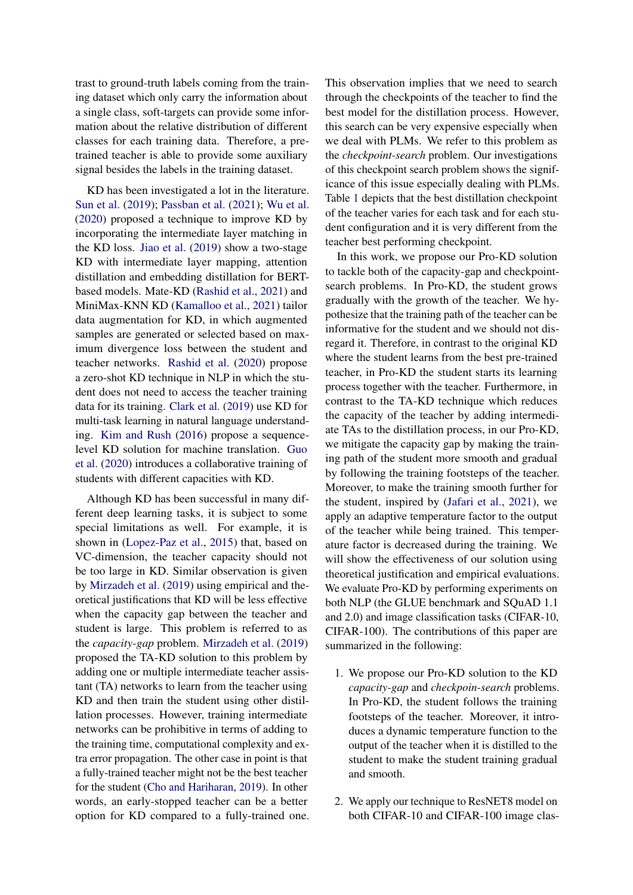trast to ground-truth labels coming from the training dataset which only carry the information about a single class, soft-targets can provide some information about the relative distribution of different classes for each training data. Therefore, a pre-trained teacher is able to provide some auxiliary signal besides the labels in the training dataset.

KD has been investigated a lot in the literature. Sun et al. (2019); Passban et al. (2021); Wu et al. (2020) proposed a technique to improve KD by incorporating the intermediate layer matching in the KD loss. Jiao et al. (2019) show a two-stage KD with intermediate layer mapping, attention distillation and embedding distillation for BERT-based models. Mate-KD (Rashid et al., 2021) and MiniMax-KNN KD (Kamalloo et al., 2021) tailor data augmentation for KD, in which augmented samples are generated or selected based on maximum divergence loss between the student and teacher networks. Rashid et al. (2020) propose a zero-shot KD technique in NLP in which the student does not need to access the teacher training data for its training. Clark et al. (2019) use KD for multi-task learning in natural language understanding. Kim and Rush (2016) propose a sequence-level KD solution for machine translation. Guo et al. (2020) introduces a collaborative training of students with different capacities with KD.

Although KD has been successful in many different deep learning tasks, it is subject to some special limitations as well. For example, it is shown in (Lopez-Paz et al., 2015) that, based on VC-dimension, the teacher capacity should not be too large in KD. Similar observation is given by Mirzadeh et al. (2019) using empirical and theoretical justifications that KD will be less effective when the capacity gap between the teacher and student is large. This problem is referred to as the *capacity-gap* problem. Mirzadeh et al. (2019) proposed the TA-KD solution to this problem by adding one or multiple intermediate teacher assistant (TA) networks to learn from the teacher using KD and then train the student using other distillation processes. However, training intermediate networks can be prohibitive in terms of adding to the training time, computational complexity and extra error propagation. The other case in point is that a fully-trained teacher might not be the best teacher for the student (Cho and Hariharan, 2019). In other words, an early-stopped teacher can be a better option for KD compared to a fully-trained one. This observation implies that we need to search through the checkpoints of the teacher to find the best model for the distillation process. However, this search can be very expensive especially when we deal with PLMs. We refer to this problem as the *checkpoint-search* problem. Our investigations of this checkpoint search problem shows the significance of this issue especially dealing with PLMs. Table 1 depicts that the best distillation checkpoint of the teacher varies for each task and for each student configuration and it is very different from the teacher best performing checkpoint.

In this work, we propose our Pro-KD solution to tackle both of the capacity-gap and checkpoint-search problems. In Pro-KD, the student grows gradually with the growth of the teacher. We hypothesize that the training path of the teacher can be informative for the student and we should not disregard it. Therefore, in contrast to the original KD where the student learns from the best pre-trained teacher, in Pro-KD the student starts its learning process together with the teacher. Furthermore, in contrast to the TA-KD technique which reduces the capacity of the teacher by adding intermediate TAs to the distillation process, in our Pro-KD, we mitigate the capacity gap by making the training path of the student more smooth and gradual by following the training footsteps of the teacher. Moreover, to make the training smooth further for the student, inspired by (Jafari et al., 2021), we apply an adaptive temperature factor to the output of the teacher while being trained. This temperature factor is decreased during the training. We will show the effectiveness of our solution using theoretical justification and empirical evaluations. We evaluate Pro-KD by performing experiments on both NLP (the GLUE benchmark and SQuAD 1.1 and 2.0) and image classification tasks (CIFAR-10, CIFAR-100). The contributions of this paper are summarized in the following:

1. We propose our Pro-KD solution to the KD *capacity-gap* and *checkpoin-search* problems. In Pro-KD, the student follows the training footsteps of the teacher. Moreover, it introduces a dynamic temperature function to the output of the teacher when it is distilled to the student to make the student training gradual and smooth.

2. We apply our technique to ResNET8 model on both CIFAR-10 and CIFAR-100 image clas-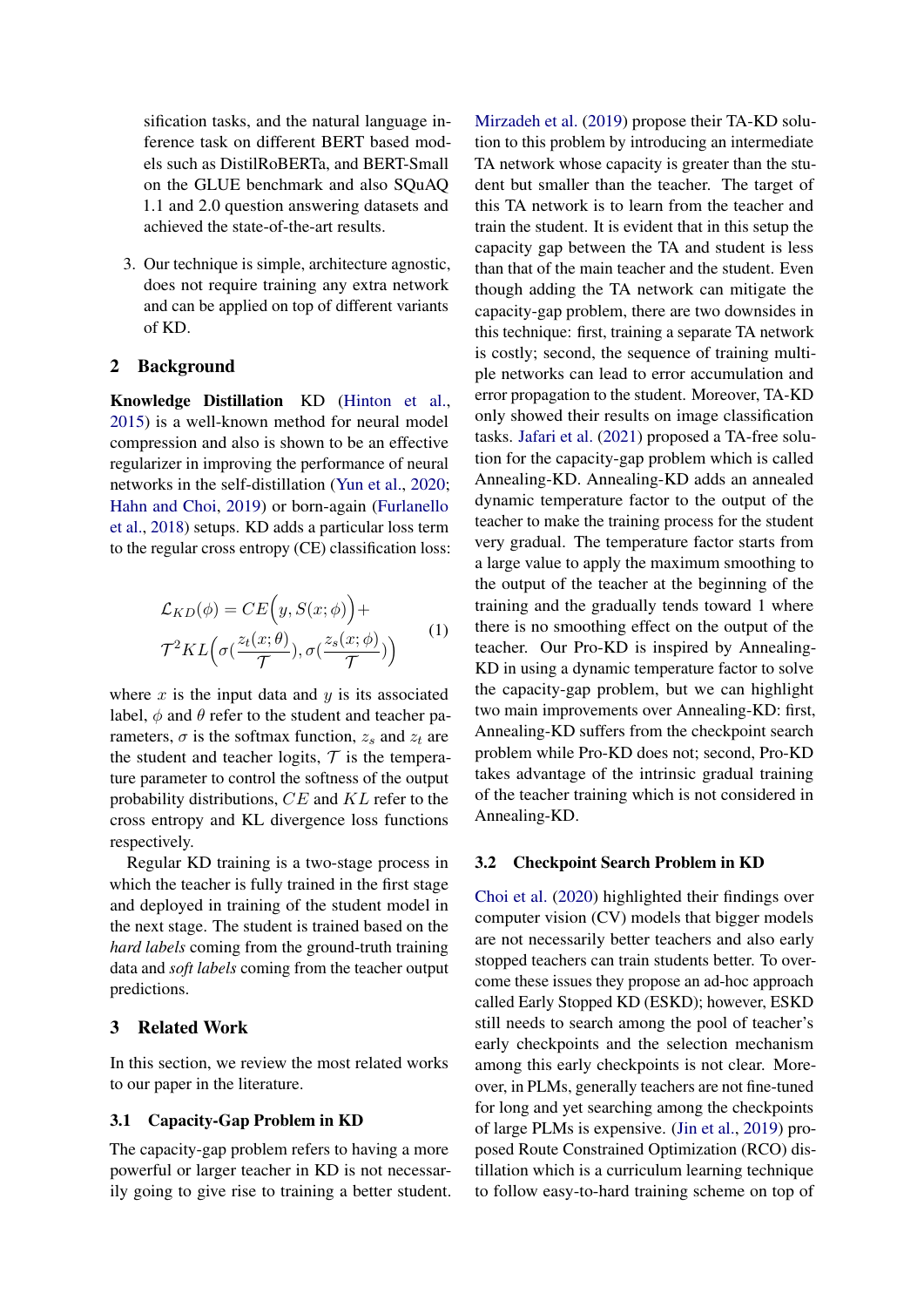sification tasks, and the natural language inference task on different BERT based models such as DistilRoBERTa, and BERT-Small on the GLUE benchmark and also SQuAQ 1.1 and 2.0 question answering datasets and achieved the state-of-the-art results.

3. Our technique is simple, architecture agnostic, does not require training any extra network and can be applied on top of different variants of KD.

## 2 Background

**Knowledge Distillation** KD (Hinton et al., 2015) is a well-known method for neural model compression and also is shown to be an effective regularizer in improving the performance of neural networks in the self-distillation (Yun et al., 2020; Hahn and Choi, 2019) or born-again (Furlanello et al., 2018) setups. KD adds a particular loss term to the regular cross entropy (CE) classification loss:

$$\mathcal{L}_{KD}(\phi) = CE\Big(y, S(x;\phi)\Big) + \mathcal{T}^2 KL\Big(\sigma(\frac{z_t(x;\theta)}{\mathcal{T}}), \sigma(\frac{z_s(x;\phi)}{\mathcal{T}})\Big) \tag{1}$$

where $x$ is the input data and $y$ is its associated label, $\phi$ and $\theta$ refer to the student and teacher parameters, $\sigma$ is the softmax function, $z_s$ and $z_t$ are the student and teacher logits, $\mathcal{T}$ is the temperature parameter to control the softness of the output probability distributions, $CE$ and $KL$ refer to the cross entropy and KL divergence loss functions respectively.

Regular KD training is a two-stage process in which the teacher is fully trained in the first stage and deployed in training of the student model in the next stage. The student is trained based on the *hard labels* coming from the ground-truth training data and *soft labels* coming from the teacher output predictions.

## 3 Related Work

In this section, we review the most related works to our paper in the literature.

### 3.1 Capacity-Gap Problem in KD

The capacity-gap problem refers to having a more powerful or larger teacher in KD is not necessarily going to give rise to training a better student. Mirzadeh et al. (2019) propose their TA-KD solution to this problem by introducing an intermediate TA network whose capacity is greater than the student but smaller than the teacher. The target of this TA network is to learn from the teacher and train the student. It is evident that in this setup the capacity gap between the TA and student is less than that of the main teacher and the student. Even though adding the TA network can mitigate the capacity-gap problem, there are two downsides in this technique: first, training a separate TA network is costly; second, the sequence of training multiple networks can lead to error accumulation and error propagation to the student. Moreover, TA-KD only showed their results on image classification tasks. Jafari et al. (2021) proposed a TA-free solution for the capacity-gap problem which is called Annealing-KD. Annealing-KD adds an annealed dynamic temperature factor to the output of the teacher to make the training process for the student very gradual. The temperature factor starts from a large value to apply the maximum smoothing to the output of the teacher at the beginning of the training and the gradually tends toward 1 where there is no smoothing effect on the output of the teacher. Our Pro-KD is inspired by Annealing-KD in using a dynamic temperature factor to solve the capacity-gap problem, but we can highlight two main improvements over Annealing-KD: first, Annealing-KD suffers from the checkpoint search problem while Pro-KD does not; second, Pro-KD takes advantage of the intrinsic gradual training of the teacher training which is not considered in Annealing-KD.

### 3.2 Checkpoint Search Problem in KD

Choi et al. (2020) highlighted their findings over computer vision (CV) models that bigger models are not necessarily better teachers and also early stopped teachers can train students better. To overcome these issues they propose an ad-hoc approach called Early Stopped KD (ESKD); however, ESKD still needs to search among the pool of teacher's early checkpoints and the selection mechanism among this early checkpoints is not clear. Moreover, in PLMs, generally teachers are not fine-tuned for long and yet searching among the checkpoints of large PLMs is expensive. (Jin et al., 2019) proposed Route Constrained Optimization (RCO) distillation which is a curriculum learning technique to follow easy-to-hard training scheme on top of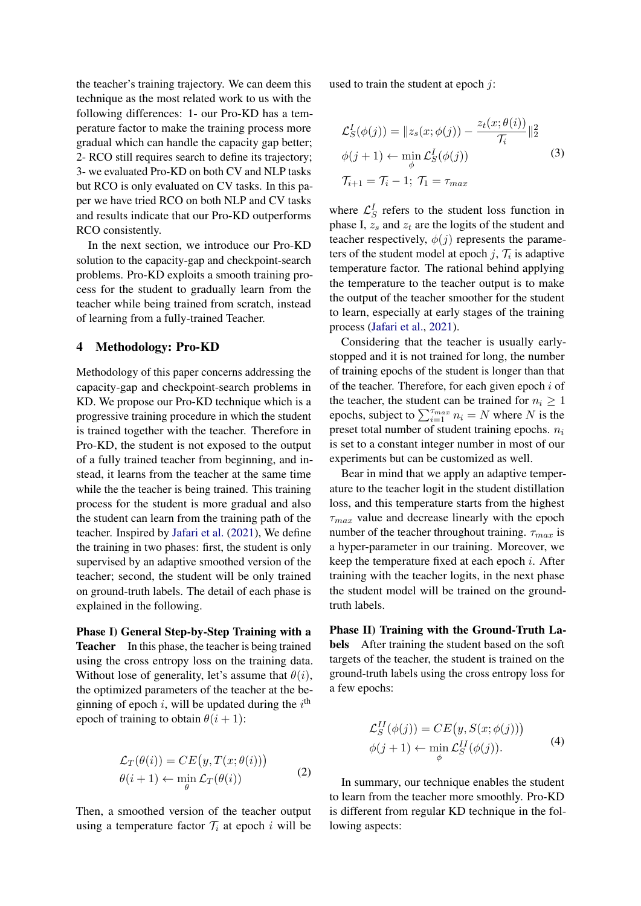the teacher's training trajectory. We can deem this technique as the most related work to us with the following differences: 1- our Pro-KD has a temperature factor to make the training process more gradual which can handle the capacity gap better; 2- RCO still requires search to define its trajectory; 3- we evaluated Pro-KD on both CV and NLP tasks but RCO is only evaluated on CV tasks. In this paper we have tried RCO on both NLP and CV tasks and results indicate that our Pro-KD outperforms RCO consistently.

In the next section, we introduce our Pro-KD solution to the capacity-gap and checkpoint-search problems. Pro-KD exploits a smooth training process for the student to gradually learn from the teacher while being trained from scratch, instead of learning from a fully-trained Teacher.

## 4 Methodology: Pro-KD

Methodology of this paper concerns addressing the capacity-gap and checkpoint-search problems in KD. We propose our Pro-KD technique which is a progressive training procedure in which the student is trained together with the teacher. Therefore in Pro-KD, the student is not exposed to the output of a fully trained teacher from beginning, and instead, it learns from the teacher at the same time while the the teacher is being trained. This training process for the student is more gradual and also the student can learn from the training path of the teacher. Inspired by Jafari et al. (2021), We define the training in two phases: first, the student is only supervised by an adaptive smoothed version of the teacher; second, the student will be only trained on ground-truth labels. The detail of each phase is explained in the following.

**Phase I) General Step-by-Step Training with a Teacher** In this phase, the teacher is being trained using the cross entropy loss on the training data. Without lose of generality, let's assume that $\theta(i)$, the optimized parameters of the teacher at the beginning of epoch $i$, will be updated during the $i^{\text{th}}$ epoch of training to obtain $\theta(i+1)$:

$$
\begin{aligned}
&\mathcal{L}_T(\theta(i)) = CE\big(y, T(x;\theta(i))\big) \\
&\theta(i+1) \leftarrow \min_{\theta} \mathcal{L}_T(\theta(i))
\end{aligned} \tag{2}
$$

Then, a smoothed version of the teacher output using a temperature factor $\mathcal{T}_i$ at epoch $i$ will be used to train the student at epoch $j$:

$$
\begin{aligned}
&\mathcal{L}_S^I(\phi(j)) = \| z_s(x;\phi(j)) - \frac{z_t(x;\theta(i))}{\mathcal{T}_i} \|_2^2 \\
&\phi(j+1) \leftarrow \min_{\phi} \mathcal{L}_S^I(\phi(j)) \\
&\mathcal{T}_{i+1} = \mathcal{T}_i - 1;\ \mathcal{T}_1 = \tau_{max}
\end{aligned} \tag{3}
$$

where $\mathcal{L}_S^I$ refers to the student loss function in phase I, $z_s$ and $z_t$ are the logits of the student and teacher respectively, $\phi(j)$ represents the parameters of the student model at epoch $j$, $\mathcal{T}_i$ is adaptive temperature factor. The rational behind applying the temperature to the teacher output is to make the output of the teacher smoother for the student to learn, especially at early stages of the training process (Jafari et al., 2021).

Considering that the teacher is usually early-stopped and it is not trained for long, the number of training epochs of the student is longer than that of the teacher. Therefore, for each given epoch $i$ of the teacher, the student can be trained for $n_i \geq 1$ epochs, subject to $\sum_{i=1}^{\tau_{max}} n_i = N$ where $N$ is the preset total number of student training epochs. $n_i$ is set to a constant integer number in most of our experiments but can be customized as well.

Bear in mind that we apply an adaptive temperature to the teacher logit in the student distillation loss, and this temperature starts from the highest $\tau_{max}$ value and decrease linearly with the epoch number of the teacher throughout training. $\tau_{max}$ is a hyper-parameter in our training. Moreover, we keep the temperature fixed at each epoch $i$. After training with the teacher logits, in the next phase the student model will be trained on the ground-truth labels.

**Phase II) Training with the Ground-Truth Labels** After training the student based on the soft targets of the teacher, the student is trained on the ground-truth labels using the cross entropy loss for a few epochs:

$$
\begin{aligned}
&\mathcal{L}_S^{II}(\phi(j)) = CE\big(y, S(x;\phi(j))\big) \\
&\phi(j+1) \leftarrow \min_{\phi} \mathcal{L}_S^{II}(\phi(j)).
\end{aligned} \tag{4}
$$

In summary, our technique enables the student to learn from the teacher more smoothly. Pro-KD is different from regular KD technique in the following aspects: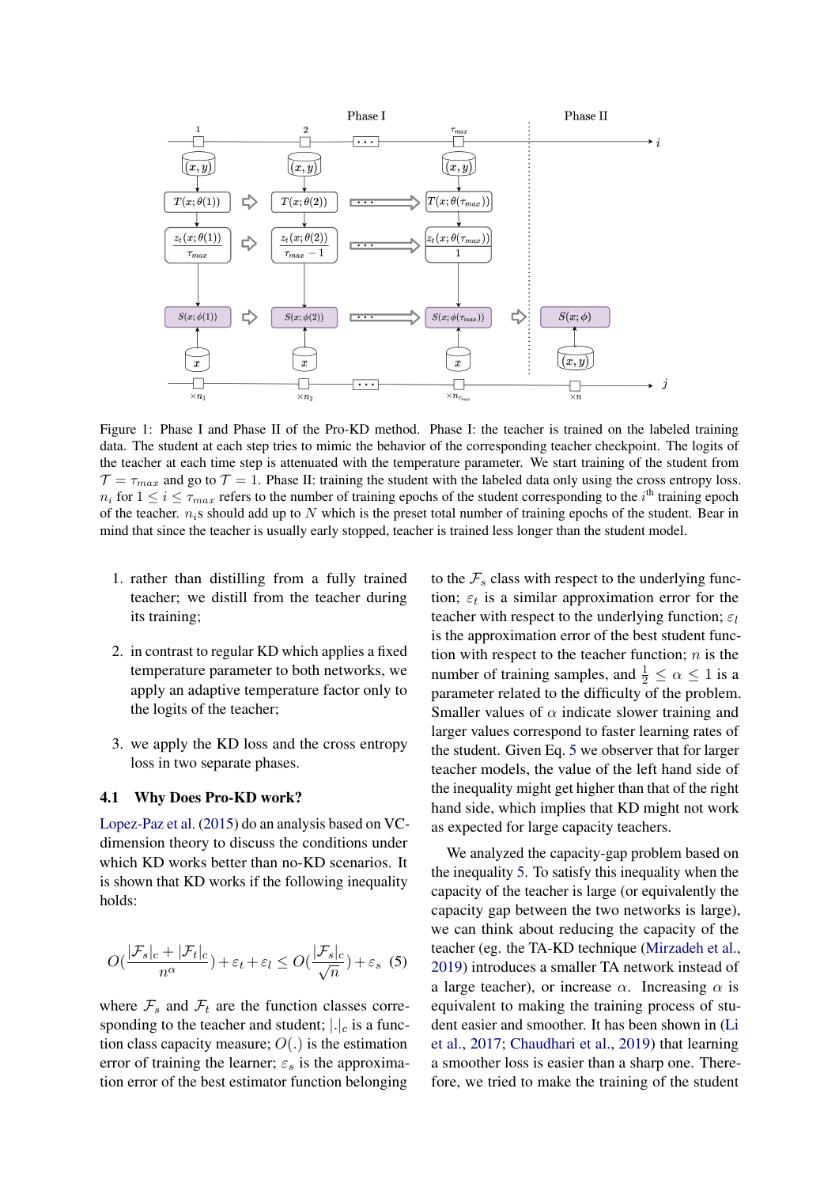Figure 1: Phase I and Phase II of the Pro-KD method. Phase I: the teacher is trained on the labeled training data. The student at each step tries to mimic the behavior of the corresponding teacher checkpoint. The logits of the teacher at each time step is attenuated with the temperature parameter. We start training of the student from $\mathcal{T} = \tau_{max}$ and go to $\mathcal{T} = 1$. Phase II: training the student with the labeled data only using the cross entropy loss. $n_i$ for $1 \leq i \leq \tau_{max}$ refers to the number of training epochs of the student corresponding to the $i^{\text{th}}$ training epoch of the teacher. $n_i$s should add up to $N$ which is the preset total number of training epochs of the student. Bear in mind that since the teacher is usually early stopped, teacher is trained less longer than the student model.

1. rather than distilling from a fully trained teacher; we distill from the teacher during its training;
2. in contrast to regular KD which applies a fixed temperature parameter to both networks, we apply an adaptive temperature factor only to the logits of the teacher;
3. we apply the KD loss and the cross entropy loss in two separate phases.

### 4.1 Why Does Pro-KD work?

Lopez-Paz et al. (2015) do an analysis based on VC-dimension theory to discuss the conditions under which KD works better than no-KD scenarios. It is shown that KD works if the following inequality holds:

$$O\left(\frac{|\mathcal{F}_s|_c + |\mathcal{F}_t|_c}{n^{\alpha}}\right) + \varepsilon_t + \varepsilon_l \leq O\left(\frac{|\mathcal{F}_s|_c}{\sqrt{n}}\right) + \varepsilon_s \quad (5)$$

where $\mathcal{F}_s$ and $\mathcal{F}_t$ are the function classes corresponding to the teacher and student; $|.|_c$ is a function class capacity measure; $O(.)$ is the estimation error of training the learner; $\varepsilon_s$ is the approximation error of the best estimator function belonging to the $\mathcal{F}_s$ class with respect to the underlying function; $\varepsilon_t$ is a similar approximation error for the teacher with respect to the underlying function; $\varepsilon_l$ is the approximation error of the best student function with respect to the teacher function; $n$ is the number of training samples, and $\frac{1}{2} \leq \alpha \leq 1$ is a parameter related to the difficulty of the problem. Smaller values of $\alpha$ indicate slower training and larger values correspond to faster learning rates of the student. Given Eq. 5 we observer that for larger teacher models, the value of the left hand side of the inequality might get higher than that of the right hand side, which implies that KD might not work as expected for large capacity teachers.

We analyzed the capacity-gap problem based on the inequality 5. To satisfy this inequality when the capacity of the teacher is large (or equivalently the capacity gap between the two networks is large), we can think about reducing the capacity of the teacher (eg. the TA-KD technique (Mirzadeh et al., 2019) introduces a smaller TA network instead of a large teacher), or increase $\alpha$. Increasing $\alpha$ is equivalent to making the training process of student easier and smoother. It has been shown in (Li et al., 2017; Chaudhari et al., 2019) that learning a smoother loss is easier than a sharp one. Therefore, we tried to make the training of the student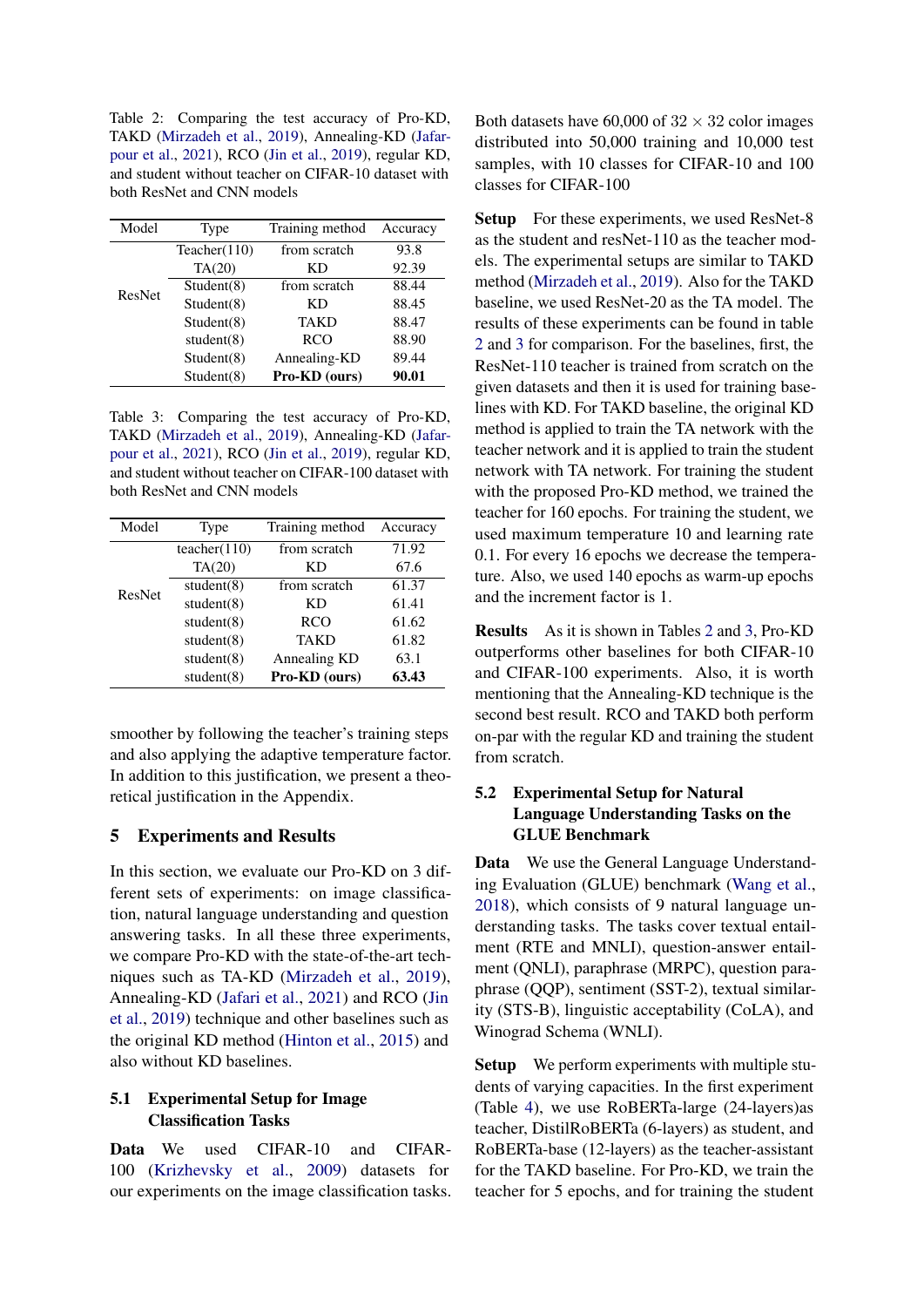Table 2: Comparing the test accuracy of Pro-KD, TAKD (Mirzadeh et al., 2019), Annealing-KD (Jafarpour et al., 2021), RCO (Jin et al., 2019), regular KD, and student without teacher on CIFAR-10 dataset with both ResNet and CNN models

| Model | Type | Training method | Accuracy |
|---|---|---|---|
| ResNet | Teacher(110) | from scratch | 93.8 |
| | TA(20) | KD | 92.39 |
| | Student(8) | from scratch | 88.44 |
| | Student(8) | KD | 88.45 |
| | Student(8) | TAKD | 88.47 |
| | student(8) | RCO | 88.90 |
| | Student(8) | Annealing-KD | 89.44 |
| | Student(8) | **Pro-KD (ours)** | **90.01** |

Table 3: Comparing the test accuracy of Pro-KD, TAKD (Mirzadeh et al., 2019), Annealing-KD (Jafarpour et al., 2021), RCO (Jin et al., 2019), regular KD, and student without teacher on CIFAR-100 dataset with both ResNet and CNN models

| Model | Type | Training method | Accuracy |
|---|---|---|---|
| ResNet | teacher(110) | from scratch | 71.92 |
| | TA(20) | KD | 67.6 |
| | student(8) | from scratch | 61.37 |
| | student(8) | KD | 61.41 |
| | student(8) | RCO | 61.62 |
| | student(8) | TAKD | 61.82 |
| | student(8) | Annealing KD | 63.1 |
| | student(8) | **Pro-KD (ours)** | **63.43** |

smoother by following the teacher's training steps and also applying the adaptive temperature factor. In addition to this justification, we present a theoretical justification in the Appendix.

# 5 Experiments and Results

In this section, we evaluate our Pro-KD on 3 different sets of experiments: on image classification, natural language understanding and question answering tasks. In all these three experiments, we compare Pro-KD with the state-of-the-art techniques such as TA-KD (Mirzadeh et al., 2019), Annealing-KD (Jafari et al., 2021) and RCO (Jin et al., 2019) technique and other baselines such as the original KD method (Hinton et al., 2015) and also without KD baselines.

## 5.1 Experimental Setup for Image Classification Tasks

**Data** We used CIFAR-10 and CIFAR-100 (Krizhevsky et al., 2009) datasets for our experiments on the image classification tasks. Both datasets have 60,000 of $32 \times 32$ color images distributed into 50,000 training and 10,000 test samples, with 10 classes for CIFAR-10 and 100 classes for CIFAR-100

**Setup** For these experiments, we used ResNet-8 as the student and resNet-110 as the teacher models. The experimental setups are similar to TAKD method (Mirzadeh et al., 2019). Also for the TAKD baseline, we used ResNet-20 as the TA model. The results of these experiments can be found in table 2 and 3 for comparison. For the baselines, first, the ResNet-110 teacher is trained from scratch on the given datasets and then it is used for training baselines with KD. For TAKD baseline, the original KD method is applied to train the TA network with the teacher network and it is applied to train the student network with TA network. For training the student with the proposed Pro-KD method, we trained the teacher for 160 epochs. For training the student, we used maximum temperature 10 and learning rate 0.1. For every 16 epochs we decrease the temperature. Also, we used 140 epochs as warm-up epochs and the increment factor is 1.

**Results** As it is shown in Tables 2 and 3, Pro-KD outperforms other baselines for both CIFAR-10 and CIFAR-100 experiments. Also, it is worth mentioning that the Annealing-KD technique is the second best result. RCO and TAKD both perform on-par with the regular KD and training the student from scratch.

## 5.2 Experimental Setup for Natural Language Understanding Tasks on the GLUE Benchmark

**Data** We use the General Language Understanding Evaluation (GLUE) benchmark (Wang et al., 2018), which consists of 9 natural language understanding tasks. The tasks cover textual entailment (RTE and MNLI), question-answer entailment (QNLI), paraphrase (MRPC), question paraphrase (QQP), sentiment (SST-2), textual similarity (STS-B), linguistic acceptability (CoLA), and Winograd Schema (WNLI).

**Setup** We perform experiments with multiple students of varying capacities. In the first experiment (Table 4), we use RoBERTa-large (24-layers)as teacher, DistilRoBERTa (6-layers) as student, and RoBERTa-base (12-layers) as the teacher-assistant for the TAKD baseline. For Pro-KD, we train the teacher for 5 epochs, and for training the student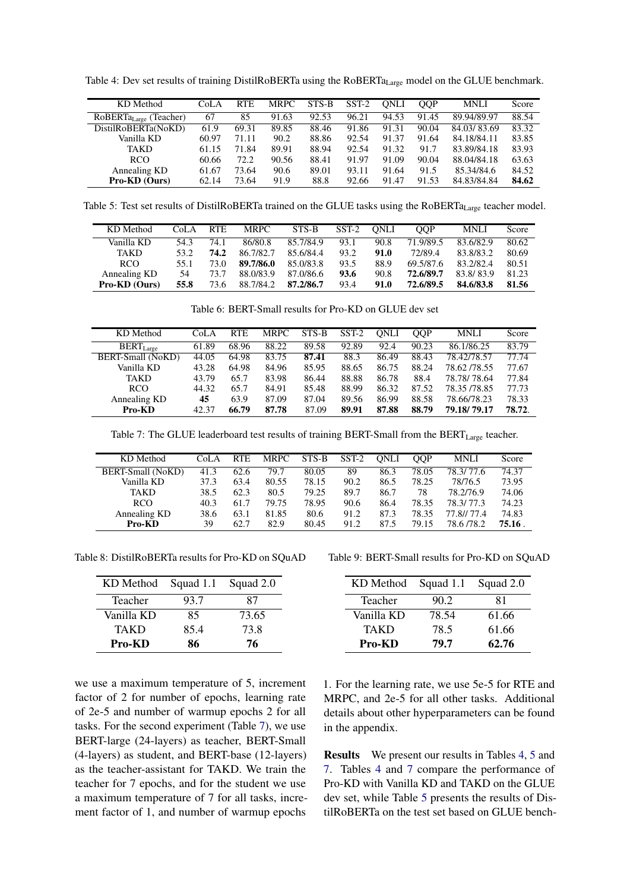Table 4: Dev set results of training DistilRoBERTa using the $\text{RoBERTa}_{\text{Large}}$ model on the GLUE benchmark.

| KD Method | CoLA | RTE | MRPC | STS-B | SST-2 | QNLI | QQP | MNLI | Score |
|---|---|---|---|---|---|---|---|---|---|
| $\text{RoBERTa}_{\text{Large}}$ (Teacher) | 67 | 85 | 91.63 | 92.53 | 96.21 | 94.53 | 91.45 | 89.94/89.97 | 88.54 |
| DistilRoBERTa(NoKD) | 61.9 | 69.31 | 89.85 | 88.46 | 91.86 | 91.31 | 90.04 | 84.03/ 83.69 | 83.32 |
| Vanilla KD | 60.97 | 71.11 | 90.2 | 88.86 | 92.54 | 91.37 | 91.64 | 84.18/84.11 | 83.85 |
| TAKD | 61.15 | 71.84 | 89.91 | 88.94 | 92.54 | 91.32 | 91.7 | 83.89/84.18 | 83.93 |
| RCO | 60.66 | 72.2 | 90.56 | 88.41 | 91.97 | 91.09 | 90.04 | 88.04/84.18 | 63.63 |
| Annealing KD | 61.67 | 73.64 | 90.6 | 89.01 | 93.11 | 91.64 | 91.5 | 85.34/84.6 | 84.52 |
| **Pro-KD (Ours)** | 62.14 | 73.64 | 91.9 | 88.8 | 92.66 | 91.47 | 91.53 | 84.83/84.84 | **84.62** |

Table 5: Test set results of DistilRoBERTa trained on the GLUE tasks using the $\text{RoBERTa}_{\text{Large}}$ teacher model.

| KD Method | CoLA | RTE | MRPC | STS-B | SST-2 | QNLI | QQP | MNLI | Score |
|---|---|---|---|---|---|---|---|---|---|
| Vanilla KD | 54.3 | 74.1 | 86/80.8 | 85.7/84.9 | 93.1 | 90.8 | 71.9/89.5 | 83.6/82.9 | 80.62 |
| TAKD | 53.2 | **74.2** | 86.7/82.7 | 85.6/84.4 | 93.2 | **91.0** | 72/89.4 | 83.8/83.2 | 80.69 |
| RCO | 55.1 | 73.0 | **89.7/86.0** | 85.0/83.8 | 93.5 | 88.9 | 69.5/87.6 | 83.2/82.4 | 80.51 |
| Annealing KD | 54 | 73.7 | 88.0/83.9 | 87.0/86.6 | **93.6** | 90.8 | **72.6/89.7** | 83.8/ 83.9 | 81.23 |
| **Pro-KD (Ours)** | **55.8** | 73.6 | 88.7/84.2 | **87.2/86.7** | 93.4 | **91.0** | **72.6/89.5** | **84.6/83.8** | **81.56** |

Table 6: BERT-Small results for Pro-KD on GLUE dev set

| KD Method | CoLA | RTE | MRPC | STS-B | SST-2 | QNLI | QQP | MNLI | Score |
|---|---|---|---|---|---|---|---|---|---|
| $\text{BERT}_{\text{Large}}$ | 61.89 | 68.96 | 88.22 | 89.58 | 92.89 | 92.4 | 90.23 | 86.1/86.25 | 83.79 |
| BERT-Small (NoKD) | 44.05 | 64.98 | 83.75 | **87.41** | 88.3 | 86.49 | 88.43 | 78.42/78.57 | 77.74 |
| Vanilla KD | 43.28 | 64.98 | 84.96 | 85.95 | 88.65 | 86.75 | 88.24 | 78.62 /78.55 | 77.67 |
| TAKD | 43.79 | 65.7 | 83.98 | 86.44 | 88.88 | 86.78 | 88.4 | 78.78/ 78.64 | 77.84 |
| RCO | 44.32 | 65.7 | 84.91 | 85.48 | 88.99 | 86.32 | 87.52 | 78.35 /78.85 | 77.73 |
| Annealing KD | **45** | 63.9 | 87.09 | 87.04 | 89.56 | 86.99 | 88.58 | 78.66/78.23 | 78.33 |
| **Pro-KD** | 42.37 | **66.79** | **87.78** | 87.09 | **89.91** | **87.88** | **88.79** | **79.18/ 79.17** | **78.72**. |

Table 7: The GLUE leaderboard test results of training BERT-Small from the $\text{BERT}_{\text{Large}}$ teacher.

| KD Method | CoLA | RTE | MRPC | STS-B | SST-2 | QNLI | QQP | MNLI | Score |
|---|---|---|---|---|---|---|---|---|---|
| BERT-Small (NoKD) | 41.3 | 62.6 | 79.7 | 80.05 | 89 | 86.3 | 78.05 | 78.3/ 77.6 | 74.37 |
| Vanilla KD | 37.3 | 63.4 | 80.55 | 78.15 | 90.2 | 86.5 | 78.25 | 78/76.5 | 73.95 |
| TAKD | 38.5 | 62.3 | 80.5 | 79.25 | 89.7 | 86.7 | 78 | 78.2/76.9 | 74.06 |
| RCO | 40.3 | 61.7 | 79.75 | 78.95 | 90.6 | 86.4 | 78.35 | 78.3/ 77.3 | 74.23 |
| Annealing KD | 38.6 | 63.1 | 81.85 | 80.6 | 91.2 | 87.3 | 78.35 | 77.8// 77.4 | 74.83 |
| **Pro-KD** | 39 | 62.7 | 82.9 | 80.45 | 91.2 | 87.5 | 79.15 | 78.6 /78.2 | **75.16** . |

Table 8: DistilRoBERTa results for Pro-KD on SQuAD

| KD Method | Squad 1.1 | Squad 2.0 |
|---|---|---|
| Teacher | 93.7 | 87 |
| Vanilla KD | 85 | 73.65 |
| TAKD | 85.4 | 73.8 |
| **Pro-KD** | **86** | **76** |

Table 9: BERT-Small results for Pro-KD on SQuAD

| KD Method | Squad 1.1 | Squad 2.0 |
|---|---|---|
| Teacher | 90.2 | 81 |
| Vanilla KD | 78.54 | 61.66 |
| TAKD | 78.5 | 61.66 |
| **Pro-KD** | **79.7** | **62.76** |

we use a maximum temperature of 5, increment factor of 2 for number of epochs, learning rate of 2e-5 and number of warmup epochs 2 for all tasks. For the second experiment (Table 7), we use BERT-large (24-layers) as teacher, BERT-Small (4-layers) as student, and BERT-base (12-layers) as the teacher-assistant for TAKD. We train the teacher for 7 epochs, and for the student we use a maximum temperature of 7 for all tasks, increment factor of 1, and number of warmup epochs 1. For the learning rate, we use 5e-5 for RTE and MRPC, and 2e-5 for all other tasks. Additional details about other hyperparameters can be found in the appendix.

**Results** We present our results in Tables 4, 5 and 7. Tables 4 and 7 compare the performance of Pro-KD with Vanilla KD and TAKD on the GLUE dev set, while Table 5 presents the results of DistilRoBERTa on the test set based on GLUE bench-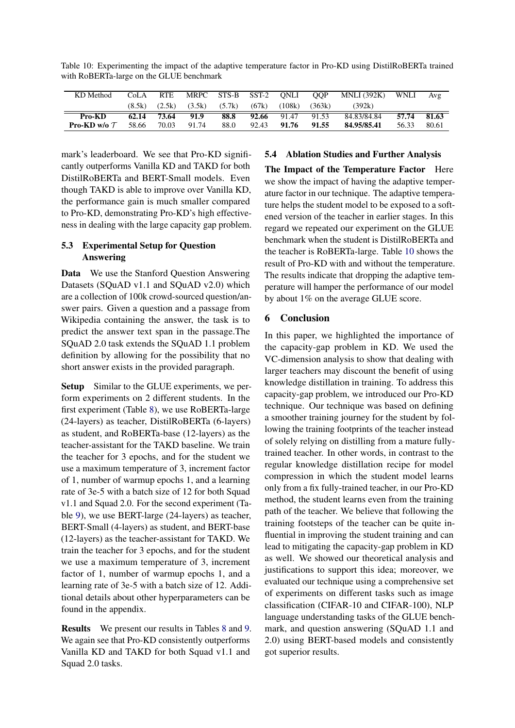Table 10: Experimenting the impact of the adaptive temperature factor in Pro-KD using DistilRoBERTa trained with RoBERTa-large on the GLUE benchmark

| KD Method | CoLA (8.5k) | RTE (2.5k) | MRPC (3.5k) | STS-B (5.7k) | SST-2 (67k) | QNLI (108k) | QQP (363k) | MNLI (392K) (392k) | WNLI | Avg |
|---|---|---|---|---|---|---|---|---|---|---|
| **Pro-KD** | **62.14** | **73.64** | **91.9** | **88.8** | **92.66** | 91.47 | 91.53 | 84.83/84.84 | **57.74** | **81.63** |
| **Pro-KD w/o $\mathcal{T}$** | 58.66 | 70.03 | 91.74 | 88.0 | 92.43 | **91.76** | **91.55** | **84.95/85.41** | 56.33 | 80.61 |

mark's leaderboard. We see that Pro-KD significantly outperforms Vanilla KD and TAKD for both DistilRoBERTa and BERT-Small models. Even though TAKD is able to improve over Vanilla KD, the performance gain is much smaller compared to Pro-KD, demonstrating Pro-KD's high effectiveness in dealing with the large capacity gap problem.

### 5.3 Experimental Setup for Question Answering

**Data** We use the Stanford Question Answering Datasets (SQuAD v1.1 and SQuAD v2.0) which are a collection of 100k crowd-sourced question/answer pairs. Given a question and a passage from Wikipedia containing the answer, the task is to predict the answer text span in the passage.The SQuAD 2.0 task extends the SQuAD 1.1 problem definition by allowing for the possibility that no short answer exists in the provided paragraph.

**Setup** Similar to the GLUE experiments, we perform experiments on 2 different students. In the first experiment (Table 8), we use RoBERTa-large (24-layers) as teacher, DistilRoBERTa (6-layers) as student, and RoBERTa-base (12-layers) as the teacher-assistant for the TAKD baseline. We train the teacher for 3 epochs, and for the student we use a maximum temperature of 3, increment factor of 1, number of warmup epochs 1, and a learning rate of 3e-5 with a batch size of 12 for both Squad v1.1 and Squad 2.0. For the second experiment (Table 9), we use BERT-large (24-layers) as teacher, BERT-Small (4-layers) as student, and BERT-base (12-layers) as the teacher-assistant for TAKD. We train the teacher for 3 epochs, and for the student we use a maximum temperature of 3, increment factor of 1, number of warmup epochs 1, and a learning rate of 3e-5 with a batch size of 12. Additional details about other hyperparameters can be found in the appendix.

**Results** We present our results in Tables 8 and 9. We again see that Pro-KD consistently outperforms Vanilla KD and TAKD for both Squad v1.1 and Squad 2.0 tasks.

### 5.4 Ablation Studies and Further Analysis

**The Impact of the Temperature Factor** Here we show the impact of having the adaptive temperature factor in our technique. The adaptive temperature helps the student model to be exposed to a softened version of the teacher in earlier stages. In this regard we repeated our experiment on the GLUE benchmark when the student is DistilRoBERTa and the teacher is RoBERTa-large. Table 10 shows the result of Pro-KD with and without the temperature. The results indicate that dropping the adaptive temperature will hamper the performance of our model by about 1% on the average GLUE score.

## 6 Conclusion

In this paper, we highlighted the importance of the capacity-gap problem in KD. We used the VC-dimension analysis to show that dealing with larger teachers may discount the benefit of using knowledge distillation in training. To address this capacity-gap problem, we introduced our Pro-KD technique. Our technique was based on defining a smoother training journey for the student by following the training footprints of the teacher instead of solely relying on distilling from a mature fully-trained teacher. In other words, in contrast to the regular knowledge distillation recipe for model compression in which the student model learns only from a fix fully-trained teacher, in our Pro-KD method, the student learns even from the training path of the teacher. We believe that following the training footsteps of the teacher can be quite influential in improving the student training and can lead to mitigating the capacity-gap problem in KD as well. We showed our theoretical analysis and justifications to support this idea; moreover, we evaluated our technique using a comprehensive set of experiments on different tasks such as image classification (CIFAR-10 and CIFAR-100), NLP language understanding tasks of the GLUE benchmark, and question answering (SQuAD 1.1 and 2.0) using BERT-based models and consistently got superior results.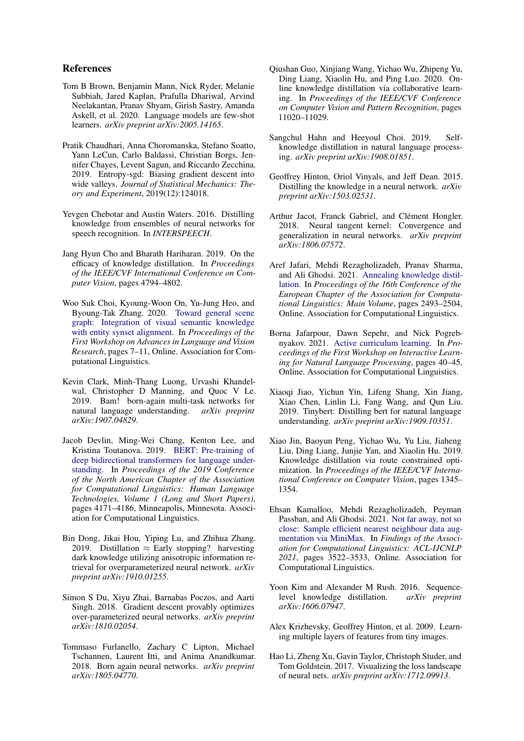## References

Tom B Brown, Benjamin Mann, Nick Ryder, Melanie Subbiah, Jared Kaplan, Prafulla Dhariwal, Arvind Neelakantan, Pranav Shyam, Girish Sastry, Amanda Askell, et al. 2020. Language models are few-shot learners. *arXiv preprint arXiv:2005.14165*.

Pratik Chaudhari, Anna Choromanska, Stefano Soatto, Yann LeCun, Carlo Baldassi, Christian Borgs, Jennifer Chayes, Levent Sagun, and Riccardo Zecchina. 2019. Entropy-sgd: Biasing gradient descent into wide valleys. *Journal of Statistical Mechanics: Theory and Experiment*, 2019(12):124018.

Yevgen Chebotar and Austin Waters. 2016. Distilling knowledge from ensembles of neural networks for speech recognition. In *INTERSPEECH*.

Jang Hyun Cho and Bharath Hariharan. 2019. On the efficacy of knowledge distillation. In *Proceedings of the IEEE/CVF International Conference on Computer Vision*, pages 4794–4802.

Woo Suk Choi, Kyoung-Woon On, Yu-Jung Heo, and Byoung-Tak Zhang. 2020. Toward general scene graph: Integration of visual semantic knowledge with entity synset alignment. In *Proceedings of the First Workshop on Advances in Language and Vision Research*, pages 7–11, Online. Association for Computational Linguistics.

Kevin Clark, Minh-Thang Luong, Urvashi Khandelwal, Christopher D Manning, and Quoc V Le. 2019. Bam! born-again multi-task networks for natural language understanding. *arXiv preprint arXiv:1907.04829*.

Jacob Devlin, Ming-Wei Chang, Kenton Lee, and Kristina Toutanova. 2019. BERT: Pre-training of deep bidirectional transformers for language understanding. In *Proceedings of the 2019 Conference of the North American Chapter of the Association for Computational Linguistics: Human Language Technologies, Volume 1 (Long and Short Papers)*, pages 4171–4186, Minneapolis, Minnesota. Association for Computational Linguistics.

Bin Dong, Jikai Hou, Yiping Lu, and Zhihua Zhang. 2019. Distillation $\approx$ Early stopping? harvesting dark knowledge utilizing anisotropic information retrieval for overparameterized neural network. *arXiv preprint arXiv:1910.01255*.

Simon S Du, Xiyu Zhai, Barnabas Poczos, and Aarti Singh. 2018. Gradient descent provably optimizes over-parameterized neural networks. *arXiv preprint arXiv:1810.02054*.

Tommaso Furlanello, Zachary C Lipton, Michael Tschannen, Laurent Itti, and Anima Anandkumar. 2018. Born again neural networks. *arXiv preprint arXiv:1805.04770*.

Qiushan Guo, Xinjiang Wang, Yichao Wu, Zhipeng Yu, Ding Liang, Xiaolin Hu, and Ping Luo. 2020. Online knowledge distillation via collaborative learning. In *Proceedings of the IEEE/CVF Conference on Computer Vision and Pattern Recognition*, pages 11020–11029.

Sangchul Hahn and Heeyoul Choi. 2019. Self-knowledge distillation in natural language processing. *arXiv preprint arXiv:1908.01851*.

Geoffrey Hinton, Oriol Vinyals, and Jeff Dean. 2015. Distilling the knowledge in a neural network. *arXiv preprint arXiv:1503.02531*.

Arthur Jacot, Franck Gabriel, and Clément Hongler. 2018. Neural tangent kernel: Convergence and generalization in neural networks. *arXiv preprint arXiv:1806.07572*.

Aref Jafari, Mehdi Rezagholizadeh, Pranav Sharma, and Ali Ghodsi. 2021. Annealing knowledge distillation. In *Proceedings of the 16th Conference of the European Chapter of the Association for Computational Linguistics: Main Volume*, pages 2493–2504, Online. Association for Computational Linguistics.

Borna Jafarpour, Dawn Sepehr, and Nick Pogrebnyakov. 2021. Active curriculum learning. In *Proceedings of the First Workshop on Interactive Learning for Natural Language Processing*, pages 40–45, Online. Association for Computational Linguistics.

Xiaoqi Jiao, Yichun Yin, Lifeng Shang, Xin Jiang, Xiao Chen, Linlin Li, Fang Wang, and Qun Liu. 2019. Tinybert: Distilling bert for natural language understanding. *arXiv preprint arXiv:1909.10351*.

Xiao Jin, Baoyun Peng, Yichao Wu, Yu Liu, Jiaheng Liu, Ding Liang, Junjie Yan, and Xiaolin Hu. 2019. Knowledge distillation via route constrained optimization. In *Proceedings of the IEEE/CVF International Conference on Computer Vision*, pages 1345–1354.

Ehsan Kamalloo, Mehdi Rezagholizadeh, Peyman Passban, and Ali Ghodsi. 2021. Not far away, not so close: Sample efficient nearest neighbour data augmentation via MiniMax. In *Findings of the Association for Computational Linguistics: ACL-IJCNLP 2021*, pages 3522–3533, Online. Association for Computational Linguistics.

Yoon Kim and Alexander M Rush. 2016. Sequence-level knowledge distillation. *arXiv preprint arXiv:1606.07947*.

Alex Krizhevsky, Geoffrey Hinton, et al. 2009. Learning multiple layers of features from tiny images.

Hao Li, Zheng Xu, Gavin Taylor, Christoph Studer, and Tom Goldstein. 2017. Visualizing the loss landscape of neural nets. *arXiv preprint arXiv:1712.09913*.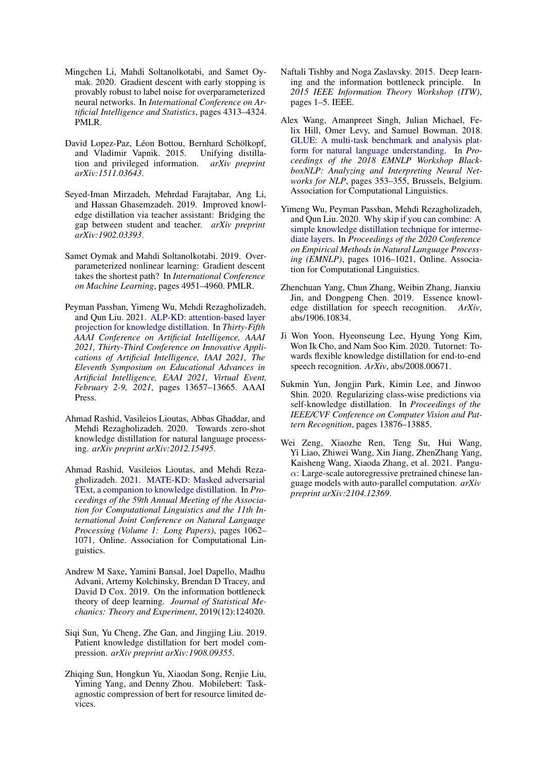Mingchen Li, Mahdi Soltanolkotabi, and Samet Oymak. 2020. Gradient descent with early stopping is provably robust to label noise for overparameterized neural networks. In *International Conference on Artificial Intelligence and Statistics*, pages 4313–4324. PMLR.

David Lopez-Paz, Léon Bottou, Bernhard Schölkopf, and Vladimir Vapnik. 2015. Unifying distillation and privileged information. *arXiv preprint arXiv:1511.03643*.

Seyed-Iman Mirzadeh, Mehrdad Farajtabar, Ang Li, and Hassan Ghasemzadeh. 2019. Improved knowledge distillation via teacher assistant: Bridging the gap between student and teacher. *arXiv preprint arXiv:1902.03393*.

Samet Oymak and Mahdi Soltanolkotabi. 2019. Overparameterized nonlinear learning: Gradient descent takes the shortest path? In *International Conference on Machine Learning*, pages 4951–4960. PMLR.

Peyman Passban, Yimeng Wu, Mehdi Rezagholizadeh, and Qun Liu. 2021. ALP-KD: attention-based layer projection for knowledge distillation. In *Thirty-Fifth AAAI Conference on Artificial Intelligence, AAAI 2021, Thirty-Third Conference on Innovative Applications of Artificial Intelligence, IAAI 2021, The Eleventh Symposium on Educational Advances in Artificial Intelligence, EAAI 2021, Virtual Event, February 2-9, 2021*, pages 13657–13665. AAAI Press.

Ahmad Rashid, Vasileios Lioutas, Abbas Ghaddar, and Mehdi Rezagholizadeh. 2020. Towards zero-shot knowledge distillation for natural language processing. *arXiv preprint arXiv:2012.15495*.

Ahmad Rashid, Vasileios Lioutas, and Mehdi Rezagholizadeh. 2021. MATE-KD: Masked adversarial TExt, a companion to knowledge distillation. In *Proceedings of the 59th Annual Meeting of the Association for Computational Linguistics and the 11th International Joint Conference on Natural Language Processing (Volume 1: Long Papers)*, pages 1062–1071, Online. Association for Computational Linguistics.

Andrew M Saxe, Yamini Bansal, Joel Dapello, Madhu Advani, Artemy Kolchinsky, Brendan D Tracey, and David D Cox. 2019. On the information bottleneck theory of deep learning. *Journal of Statistical Mechanics: Theory and Experiment*, 2019(12):124020.

Siqi Sun, Yu Cheng, Zhe Gan, and Jingjing Liu. 2019. Patient knowledge distillation for bert model compression. *arXiv preprint arXiv:1908.09355*.

Zhiqing Sun, Hongkun Yu, Xiaodan Song, Renjie Liu, Yiming Yang, and Denny Zhou. Mobilebert: Task-agnostic compression of bert for resource limited devices.

Naftali Tishby and Noga Zaslavsky. 2015. Deep learning and the information bottleneck principle. In *2015 IEEE Information Theory Workshop (ITW)*, pages 1–5. IEEE.

Alex Wang, Amanpreet Singh, Julian Michael, Felix Hill, Omer Levy, and Samuel Bowman. 2018. GLUE: A multi-task benchmark and analysis platform for natural language understanding. In *Proceedings of the 2018 EMNLP Workshop BlackboxNLP: Analyzing and Interpreting Neural Networks for NLP*, pages 353–355, Brussels, Belgium. Association for Computational Linguistics.

Yimeng Wu, Peyman Passban, Mehdi Rezagholizadeh, and Qun Liu. 2020. Why skip if you can combine: A simple knowledge distillation technique for intermediate layers. In *Proceedings of the 2020 Conference on Empirical Methods in Natural Language Processing (EMNLP)*, pages 1016–1021, Online. Association for Computational Linguistics.

Zhenchuan Yang, Chun Zhang, Weibin Zhang, Jianxiu Jin, and Dongpeng Chen. 2019. Essence knowledge distillation for speech recognition. *ArXiv*, abs/1906.10834.

Ji Won Yoon, Hyeonseung Lee, Hyung Yong Kim, Won Ik Cho, and Nam Soo Kim. 2020. Tutornet: Towards flexible knowledge distillation for end-to-end speech recognition. *ArXiv*, abs/2008.00671.

Sukmin Yun, Jongjin Park, Kimin Lee, and Jinwoo Shin. 2020. Regularizing class-wise predictions via self-knowledge distillation. In *Proceedings of the IEEE/CVF Conference on Computer Vision and Pattern Recognition*, pages 13876–13885.

Wei Zeng, Xiaozhe Ren, Teng Su, Hui Wang, Yi Liao, Zhiwei Wang, Xin Jiang, ZhenZhang Yang, Kaisheng Wang, Xiaoda Zhang, et al. 2021. Pangu-$\alpha$: Large-scale autoregressive pretrained chinese language models with auto-parallel computation. *arXiv preprint arXiv:2104.12369*.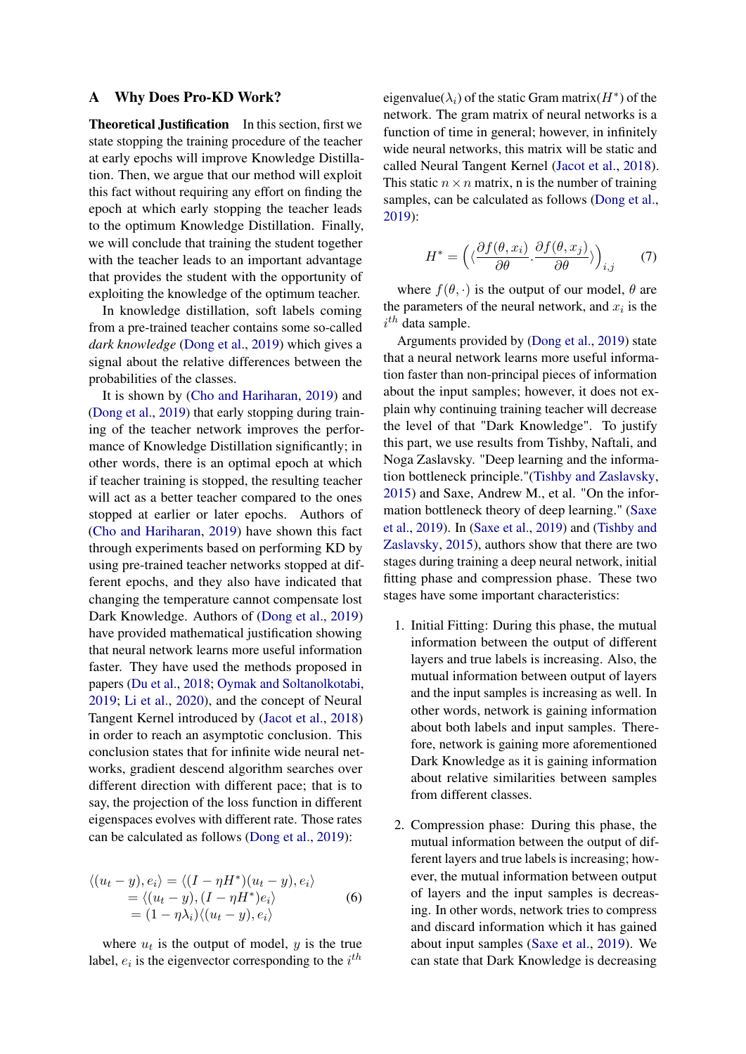## A Why Does Pro-KD Work?

**Theoretical Justification** In this section, first we state stopping the training procedure of the teacher at early epochs will improve Knowledge Distillation. Then, we argue that our method will exploit this fact without requiring any effort on finding the epoch at which early stopping the teacher leads to the optimum Knowledge Distillation. Finally, we will conclude that training the student together with the teacher leads to an important advantage that provides the student with the opportunity of exploiting the knowledge of the optimum teacher.

In knowledge distillation, soft labels coming from a pre-trained teacher contains some so-called *dark knowledge* (Dong et al., 2019) which gives a signal about the relative differences between the probabilities of the classes.

It is shown by (Cho and Hariharan, 2019) and (Dong et al., 2019) that early stopping during training of the teacher network improves the performance of Knowledge Distillation significantly; in other words, there is an optimal epoch at which if teacher training is stopped, the resulting teacher will act as a better teacher compared to the ones stopped at earlier or later epochs. Authors of (Cho and Hariharan, 2019) have shown this fact through experiments based on performing KD by using pre-trained teacher networks stopped at different epochs, and they also have indicated that changing the temperature cannot compensate lost Dark Knowledge. Authors of (Dong et al., 2019) have provided mathematical justification showing that neural network learns more useful information faster. They have used the methods proposed in papers (Du et al., 2018; Oymak and Soltanolkotabi, 2019; Li et al., 2020), and the concept of Neural Tangent Kernel introduced by (Jacot et al., 2018) in order to reach an asymptotic conclusion. This conclusion states that for infinite wide neural networks, gradient descend algorithm searches over different direction with different pace; that is to say, the projection of the loss function in different eigenspaces evolves with different rate. Those rates can be calculated as follows (Dong et al., 2019):

$$
\begin{aligned}
\langle (u_t - y), e_i \rangle &= \langle (I - \eta H^*)(u_t - y), e_i \rangle \\
&= \langle (u_t - y), (I - \eta H^*) e_i \rangle \\
&= (1 - \eta \lambda_i) \langle (u_t - y), e_i \rangle
\end{aligned}
\tag{6}
$$

where $u_t$ is the output of model, $y$ is the true label, $e_i$ is the eigenvector corresponding to the $i^{th}$ eigenvalue($\lambda_i$) of the static Gram matrix($H^*$) of the network. The gram matrix of neural networks is a function of time in general; however, in infinitely wide neural networks, this matrix will be static and called Neural Tangent Kernel (Jacot et al., 2018). This static $n \times n$ matrix, n is the number of training samples, can be calculated as follows (Dong et al., 2019):

$$
H^* = \Big( \langle \frac{\partial f(\theta, x_i)}{\partial \theta} . \frac{\partial f(\theta, x_j)}{\partial \theta} \rangle \Big)_{i,j} \tag{7}
$$

where $f(\theta, \cdot)$ is the output of our model, $\theta$ are the parameters of the neural network, and $x_i$ is the $i^{th}$ data sample.

Arguments provided by (Dong et al., 2019) state that a neural network learns more useful information faster than non-principal pieces of information about the input samples; however, it does not explain why continuing training teacher will decrease the level of that "Dark Knowledge". To justify this part, we use results from Tishby, Naftali, and Noga Zaslavsky. "Deep learning and the information bottleneck principle."(Tishby and Zaslavsky, 2015) and Saxe, Andrew M., et al. "On the information bottleneck theory of deep learning." (Saxe et al., 2019). In (Saxe et al., 2019) and (Tishby and Zaslavsky, 2015), authors show that there are two stages during training a deep neural network, initial fitting phase and compression phase. These two stages have some important characteristics:

1. Initial Fitting: During this phase, the mutual information between the output of different layers and true labels is increasing. Also, the mutual information between output of layers and the input samples is increasing as well. In other words, network is gaining information about both labels and input samples. Therefore, network is gaining more aforementioned Dark Knowledge as it is gaining information about relative similarities between samples from different classes.

2. Compression phase: During this phase, the mutual information between the output of different layers and true labels is increasing; however, the mutual information between output of layers and the input samples is decreasing. In other words, network tries to compress and discard information which it has gained about input samples (Saxe et al., 2019). We can state that Dark Knowledge is decreasing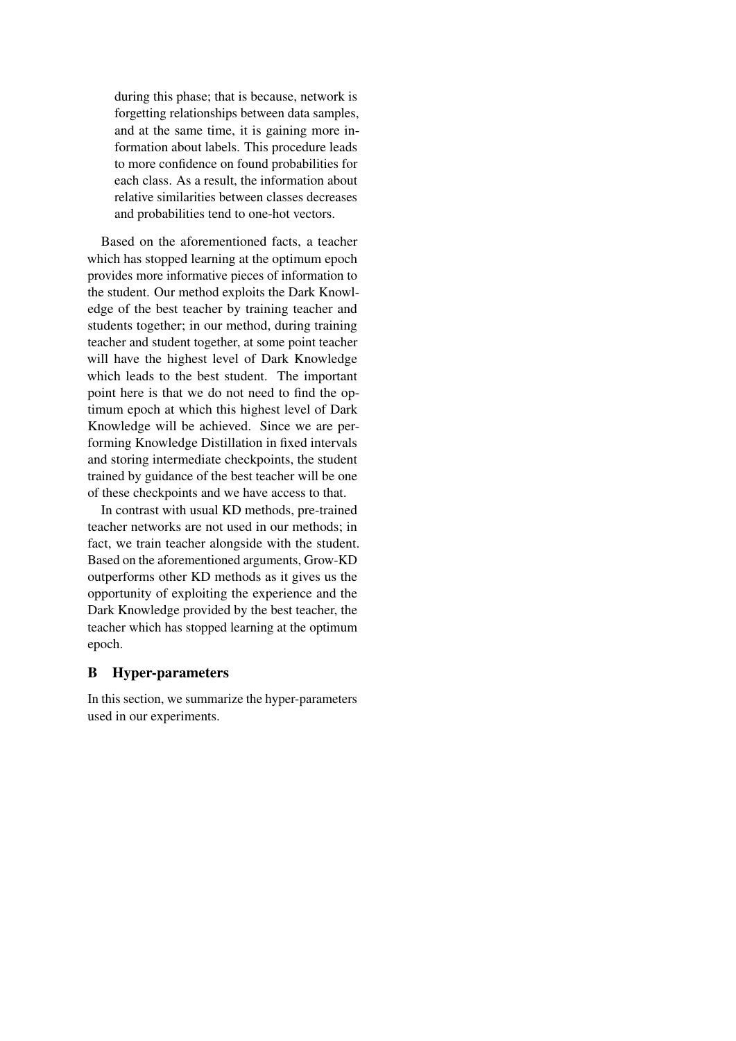during this phase; that is because, network is forgetting relationships between data samples, and at the same time, it is gaining more information about labels. This procedure leads to more confidence on found probabilities for each class. As a result, the information about relative similarities between classes decreases and probabilities tend to one-hot vectors.

Based on the aforementioned facts, a teacher which has stopped learning at the optimum epoch provides more informative pieces of information to the student. Our method exploits the Dark Knowledge of the best teacher by training teacher and students together; in our method, during training teacher and student together, at some point teacher will have the highest level of Dark Knowledge which leads to the best student. The important point here is that we do not need to find the optimum epoch at which this highest level of Dark Knowledge will be achieved. Since we are performing Knowledge Distillation in fixed intervals and storing intermediate checkpoints, the student trained by guidance of the best teacher will be one of these checkpoints and we have access to that.

In contrast with usual KD methods, pre-trained teacher networks are not used in our methods; in fact, we train teacher alongside with the student. Based on the aforementioned arguments, Grow-KD outperforms other KD methods as it gives us the opportunity of exploiting the experience and the Dark Knowledge provided by the best teacher, the teacher which has stopped learning at the optimum epoch.

## B Hyper-parameters

In this section, we summarize the hyper-parameters used in our experiments.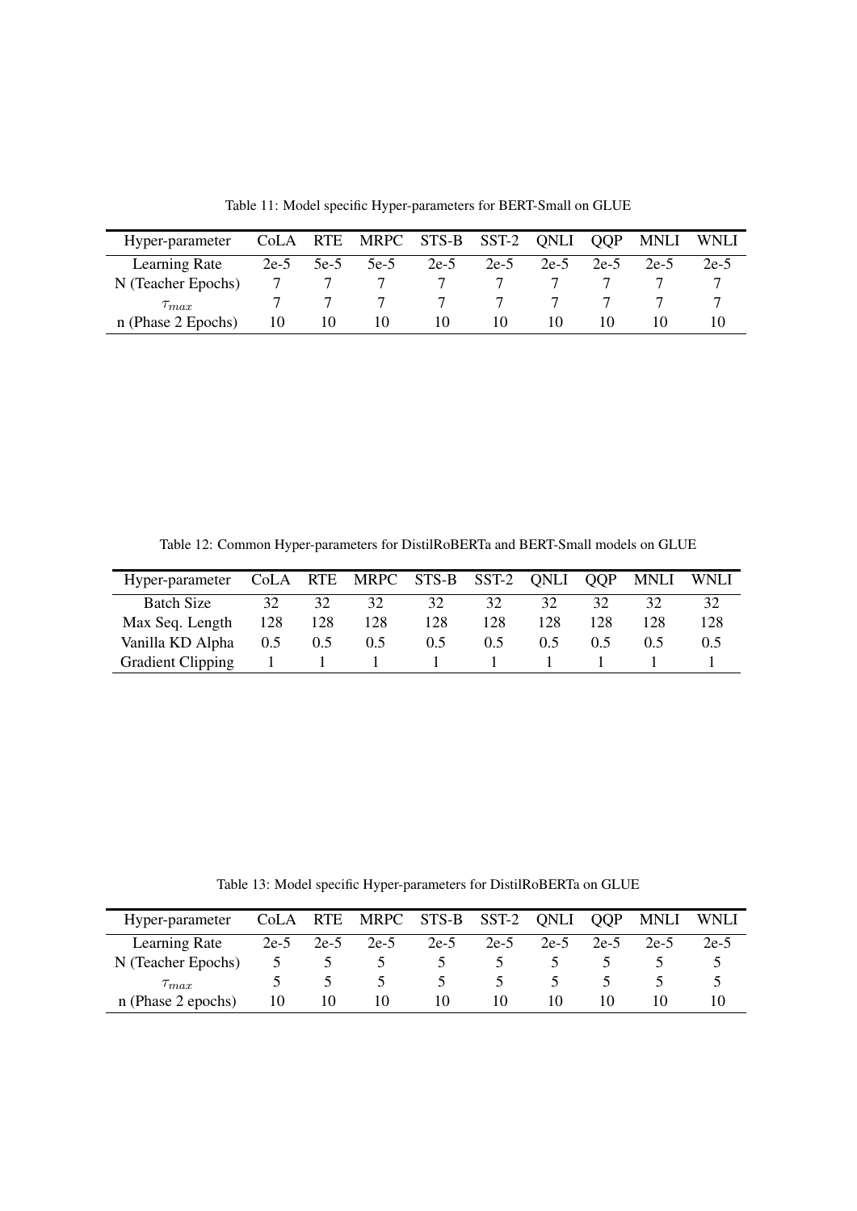Table 11: Model specific Hyper-parameters for BERT-Small on GLUE

| Hyper-parameter | CoLA | RTE | MRPC | STS-B | SST-2 | QNLI | QQP | MNLI | WNLI |
|---|---|---|---|---|---|---|---|---|---|
| Learning Rate | 2e-5 | 5e-5 | 5e-5 | 2e-5 | 2e-5 | 2e-5 | 2e-5 | 2e-5 | 2e-5 |
| N (Teacher Epochs) | 7 | 7 | 7 | 7 | 7 | 7 | 7 | 7 | 7 |
| $\tau_{max}$ | 7 | 7 | 7 | 7 | 7 | 7 | 7 | 7 | 7 |
| n (Phase 2 Epochs) | 10 | 10 | 10 | 10 | 10 | 10 | 10 | 10 | 10 |

Table 12: Common Hyper-parameters for DistilRoBERTa and BERT-Small models on GLUE

| Hyper-parameter | CoLA | RTE | MRPC | STS-B | SST-2 | QNLI | QQP | MNLI | WNLI |
|---|---|---|---|---|---|---|---|---|---|
| Batch Size | 32 | 32 | 32 | 32 | 32 | 32 | 32 | 32 | 32 |
| Max Seq. Length | 128 | 128 | 128 | 128 | 128 | 128 | 128 | 128 | 128 |
| Vanilla KD Alpha | 0.5 | 0.5 | 0.5 | 0.5 | 0.5 | 0.5 | 0.5 | 0.5 | 0.5 |
| Gradient Clipping | 1 | 1 | 1 | 1 | 1 | 1 | 1 | 1 | 1 |

Table 13: Model specific Hyper-parameters for DistilRoBERTa on GLUE

| Hyper-parameter | CoLA | RTE | MRPC | STS-B | SST-2 | QNLI | QQP | MNLI | WNLI |
|---|---|---|---|---|---|---|---|---|---|
| Learning Rate | 2e-5 | 2e-5 | 2e-5 | 2e-5 | 2e-5 | 2e-5 | 2e-5 | 2e-5 | 2e-5 |
| N (Teacher Epochs) | 5 | 5 | 5 | 5 | 5 | 5 | 5 | 5 | 5 |
| $\tau_{max}$ | 5 | 5 | 5 | 5 | 5 | 5 | 5 | 5 | 5 |
| n (Phase 2 epochs) | 10 | 10 | 10 | 10 | 10 | 10 | 10 | 10 | 10 |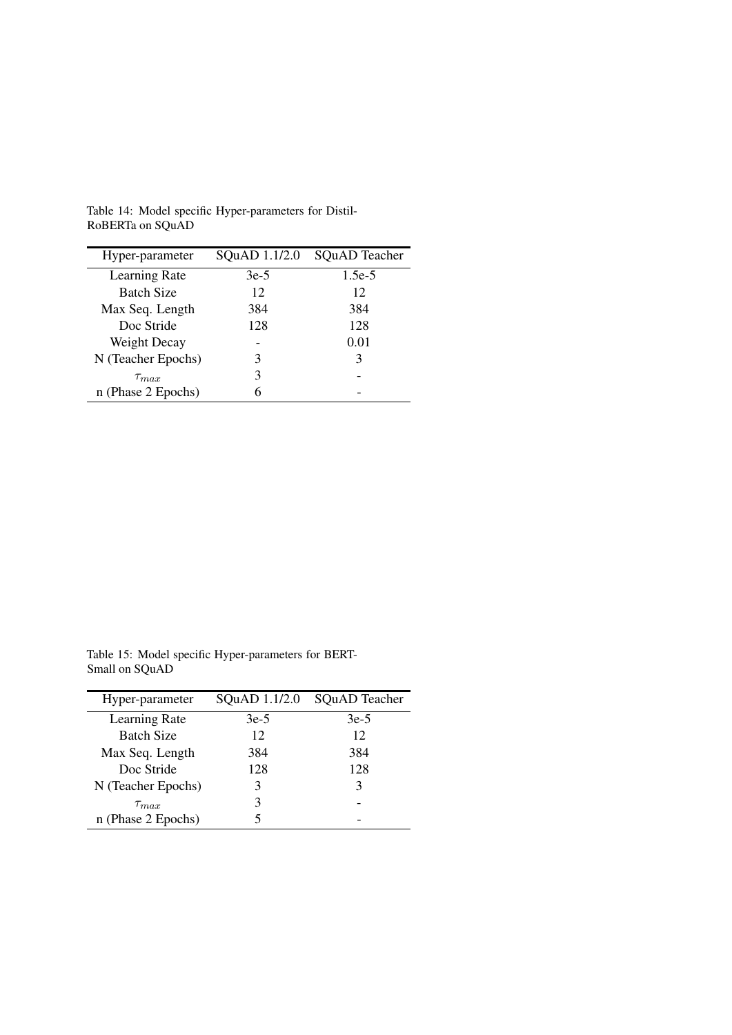Table 14: Model specific Hyper-parameters for DistilRoBERTa on SQuAD

| Hyper-parameter | SQuAD 1.1/2.0 | SQuAD Teacher |
|---|---|---|
| Learning Rate | 3e-5 | 1.5e-5 |
| Batch Size | 12 | 12 |
| Max Seq. Length | 384 | 384 |
| Doc Stride | 128 | 128 |
| Weight Decay | - | 0.01 |
| N (Teacher Epochs) | 3 | 3 |
| $\tau_{max}$ | 3 | - |
| n (Phase 2 Epochs) | 6 | - |

Table 15: Model specific Hyper-parameters for BERT-Small on SQuAD

| Hyper-parameter | SQuAD 1.1/2.0 | SQuAD Teacher |
|---|---|---|
| Learning Rate | 3e-5 | 3e-5 |
| Batch Size | 12 | 12 |
| Max Seq. Length | 384 | 384 |
| Doc Stride | 128 | 128 |
| N (Teacher Epochs) | 3 | 3 |
| $\tau_{max}$ | 3 | - |
| n (Phase 2 Epochs) | 5 | - |